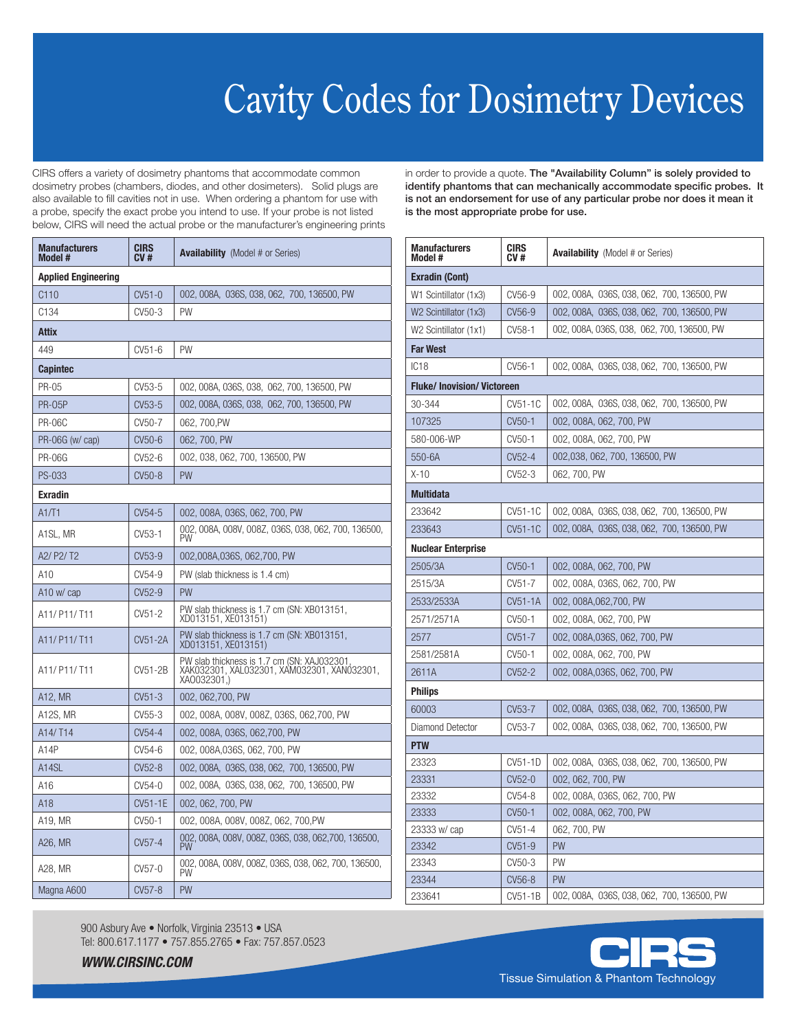# Cavity Codes for Dosimetry Devices

CIRS offers a variety of dosimetry phantoms that accommodate common dosimetry probes (chambers, diodes, and other dosimeters). Solid plugs are also available to fill cavities not in use. When ordering a phantom for use with a probe, specify the exact probe you intend to use. If your probe is not listed below, CIRS will need the actual probe or the manufacturer's engineering prints in order to provide a quote. **The "Availability Column" is solely provided to identify phantoms that can mechanically accommodate specific probes. It is not an endorsement for use of any particular probe nor does it mean it is the most appropriate probe for use.**

| Manufacturers Model # | CIRS CV # | **Availability** (Model # or Series) |
|---|---|---|
| **Applied Engineering** | | |
| C110 | CV51-0 | 002, 008A, 036S, 038, 062, 700, 136500, PW |
| C134 | CV50-3 | PW |
| **Attix** | | |
| 449 | CV51-6 | PW |
| **Capintec** | | |
| PR-05 | CV53-5 | 002, 008A, 036S, 038, 062, 700, 136500, PW |
| PR-05P | CV53-5 | 002, 008A, 036S, 038, 062, 700, 136500, PW |
| PR-06C | CV50-7 | 062, 700,PW |
| PR-06G (w/ cap) | CV50-6 | 062, 700, PW |
| PR-06G | CV52-6 | 002, 038, 062, 700, 136500, PW |
| PS-033 | CV50-8 | PW |
| **Exradin** | | |
| A1/T1 | CV54-5 | 002, 008A, 036S, 062, 700, PW |
| A1SL, MR | CV53-1 | 002, 008A, 008V, 008Z, 036S, 038, 062, 700, 136500, PW |
| A2/ P2/ T2 | CV53-9 | 002,008A,036S, 062,700, PW |
| A10 | CV54-9 | PW (slab thickness is 1.4 cm) |
| A10 w/ cap | CV52-9 | PW |
| A11/ P11/ T11 | CV51-2 | PW slab thickness is 1.7 cm (SN: XB013151, XD013151, XE013151) |
| A11/ P11/ T11 | CV51-2A | PW slab thickness is 1.7 cm (SN: XB013151, XD013151, XE013151) |
| A11/ P11/ T11 | CV51-2B | PW slab thickness is 1.7 cm (SN: XAJ032301, XAK032301, XAL032301, XAM032301, XAN032301, XA0032301,) |
| A12, MR | CV51-3 | 002, 062,700, PW |
| A12S, MR | CV55-3 | 002, 008A, 008V, 008Z, 036S, 062,700, PW |
| A14/ T14 | CV54-4 | 002, 008A, 036S, 062,700, PW |
| A14P | CV54-6 | 002, 008A,036S, 062, 700, PW |
| A14SL | CV52-8 | 002, 008A, 036S, 038, 062, 700, 136500, PW |
| A16 | CV54-0 | 002, 008A, 036S, 038, 062, 700, 136500, PW |
| A18 | CV51-1E | 002, 062, 700, PW |
| A19, MR | CV50-1 | 002, 008A, 008V, 008Z, 062, 700,PW |
| A26, MR | CV57-4 | 002, 008A, 008V, 008Z, 036S, 038, 062,700, 136500, PW |
| A28, MR | CV57-0 | 002, 008A, 008V, 008Z, 036S, 038, 062, 700, 136500, PW |
| Magna A600 | CV57-8 | PW |

| Manufacturers Model # | CIRS CV # | **Availability** (Model # or Series) |
|---|---|---|
| **Exradin (Cont)** | | |
| W1 Scintillator (1x3) | CV56-9 | 002, 008A, 036S, 038, 062, 700, 136500, PW |
| W2 Scintillator (1x3) | CV56-9 | 002, 008A, 036S, 038, 062, 700, 136500, PW |
| W2 Scintillator (1x1) | CV58-1 | 002, 008A, 036S, 038, 062, 700, 136500, PW |
| **Far West** | | |
| IC18 | CV56-1 | 002, 008A, 036S, 038, 062, 700, 136500, PW |
| **Fluke/ Inovision/ Victoreen** | | |
| 30-344 | CV51-1C | 002, 008A, 036S, 038, 062, 700, 136500, PW |
| 107325 | CV50-1 | 002, 008A, 062, 700, PW |
| 580-006-WP | CV50-1 | 002, 008A, 062, 700, PW |
| 550-6A | CV52-4 | 002,038, 062, 700, 136500, PW |
| X-10 | CV52-3 | 062, 700, PW |
| **Multidata** | | |
| 233642 | CV51-1C | 002, 008A, 036S, 038, 062, 700, 136500, PW |
| 233643 | CV51-1C | 002, 008A, 036S, 038, 062, 700, 136500, PW |
| **Nuclear Enterprise** | | |
| 2505/3A | CV50-1 | 002, 008A, 062, 700, PW |
| 2515/3A | CV51-7 | 002, 008A, 036S, 062, 700, PW |
| 2533/2533A | CV51-1A | 002, 008A,062,700, PW |
| 2571/2571A | CV50-1 | 002, 008A, 062, 700, PW |
| 2577 | CV51-7 | 002, 008A,036S, 062, 700, PW |
| 2581/2581A | CV50-1 | 002, 008A, 062, 700, PW |
| 2611A | CV52-2 | 002, 008A,036S, 062, 700, PW |
| **Philips** | | |
| 60003 | CV53-7 | 002, 008A, 036S, 038, 062, 700, 136500, PW |
| Diamond Detector | CV53-7 | 002, 008A, 036S, 038, 062, 700, 136500, PW |
| **PTW** | | |
| 23323 | CV51-1D | 002, 008A, 036S, 038, 062, 700, 136500, PW |
| 23331 | CV52-0 | 002, 062, 700, PW |
| 23332 | CV54-8 | 002, 008A, 036S, 062, 700, PW |
| 23333 | CV50-1 | 002, 008A, 062, 700, PW |
| 23333 w/ cap | CV51-4 | 062, 700, PW |
| 23342 | CV51-9 | PW |
| 23343 | CV50-3 | PW |
| 23344 | CV56-8 | PW |
| 233641 | CV51-1B | 002, 008A, 036S, 038, 062, 700, 136500, PW |

900 Asbury Ave • Norfolk, Virginia 23513 • USA
Tel: 800.617.1177 • 757.855.2765 • Fax: 757.857.0523

***WWW.CIRSINC.COM***

CIRS
Tissue Simulation & Phantom Technology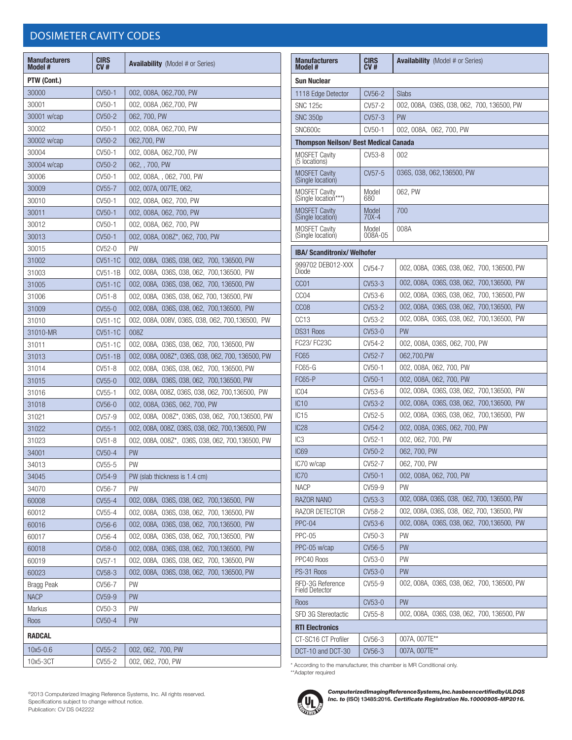## DOSIMETER CAVITY CODES

| Manufacturers Model # | CIRS CV # | Availability (Model # or Series) |
|---|---|---|
| **PTW (Cont.)** | | |
| 30000 | CV50-1 | 002, 008A, 062,700, PW |
| 30001 | CV50-1 | 002, 008A ,062,700, PW |
| 30001 w/cap | CV50-2 | 062, 700, PW |
| 30002 | CV50-1 | 002, 008A, 062,700, PW |
| 30002 w/cap | CV50-2 | 062,700, PW |
| 30004 | CV50-1 | 002, 008A, 062,700, PW |
| 30004 w/cap | CV50-2 | 062, , 700, PW |
| 30006 | CV50-1 | 002, 008A, , 062, 700, PW |
| 30009 | CV55-7 | 002, 007A, 007TE, 062, |
| 30010 | CV50-1 | 002, 008A, 062, 700, PW |
| 30011 | CV50-1 | 002, 008A, 062, 700, PW |
| 30012 | CV50-1 | 002, 008A, 062, 700, PW |
| 30013 | CV50-1 | 002, 008A, 008Z*, 062, 700, PW |
| 30015 | CV52-0 | PW |
| 31002 | CV51-1C | 002, 008A, 036S, 038, 062, 700, 136500, PW |
| 31003 | CV51-1B | 002, 008A, 036S, 038, 062, 700,136500, PW |
| 31005 | CV51-1C | 002, 008A, 036S, 038, 062, 700, 136500, PW |
| 31006 | CV51-8 | 002, 008A, 036S, 038, 062, 700, 136500, PW |
| 31009 | CV55-0 | 002, 008A, 036S, 038, 062, 700,136500, PW |
| 31010 | CV51-1C | 002, 008A, 008V, 036S, 038, 062, 700,136500, PW |
| 31010-MR | CV51-1C | 008Z |
| 31011 | CV51-1C | 002, 008A, 036S, 038, 062, 700, 136500, PW |
| 31013 | CV51-1B | 002, 008A, 008Z*, 036S, 038, 062, 700, 136500, PW |
| 31014 | CV51-8 | 002, 008A, 036S, 038, 062, 700, 136500, PW |
| 31015 | CV55-0 | 002, 008A, 036S, 038, 062, 700,136500, PW |
| 31016 | CV55-1 | 002, 008A, 008Z, 036S, 038, 062, 700,136500, PW |
| 31018 | CV56-0 | 002, 008A, 036S, 062, 700, PW |
| 31021 | CV57-9 | 002, 008A, 008Z*, 036S, 038, 062, 700,136500, PW |
| 31022 | CV55-1 | 002, 008A, 008Z, 036S, 038, 062, 700,136500, PW |
| 31023 | CV51-8 | 002, 008A, 008Z*, 036S, 038, 062, 700,136500, PW |
| 34001 | CV50-4 | PW |
| 34013 | CV55-5 | PW |
| 34045 | CV54-9 | PW (slab thickness is 1.4 cm) |
| 34070 | CV56-7 | PW |
| 60008 | CV55-4 | 002, 008A, 036S, 038, 062, 700,136500, PW |
| 60012 | CV55-4 | 002, 008A, 036S, 038, 062, 700, 136500, PW |
| 60016 | CV56-6 | 002, 008A, 036S, 038, 062, 700,136500, PW |
| 60017 | CV56-4 | 002, 008A, 036S, 038, 062, 700,136500, PW |
| 60018 | CV58-0 | 002, 008A, 036S, 038, 062, 700,136500, PW |
| 60019 | CV57-1 | 002, 008A, 036S, 038, 062, 700, 136500, PW |
| 60023 | CV58-3 | 002, 008A, 036S, 038, 062, 700, 136500, PW |
| Bragg Peak | CV56-7 | PW |
| NACP | CV59-9 | PW |
| Markus | CV50-3 | PW |
| Roos | CV50-4 | PW |
| **RADCAL** | | |
| 10x5-0.6 | CV55-2 | 002, 062, 700, PW |
| 10x5-3CT | CV55-2 | 002, 062, 700, PW |

| Manufacturers Model # | CIRS CV # | Availability (Model # or Series) |
|---|---|---|
| **Sun Nuclear** | | |
| 1118 Edge Detector | CV56-2 | Slabs |
| SNC 125c | CV57-2 | 002, 008A, 036S, 038, 062, 700, 136500, PW |
| SNC 350p | CV57-3 | PW |
| SNC600c | CV50-1 | 002, 008A, 062, 700, PW |
| **Thompson Neilson/ Best Medical Canada** | | |
| MOSFET Cavity (5 locations) | CV53-8 | 002 |
| MOSFET Cavity (Single location) | CV57-5 | 036S, 038, 062,136500, PW |
| MOSFET Cavity (Single location***) | Model 680 | 062, PW |
| MOSFET Cavity (Single location) | Model 70X-4 | 700 |
| MOSFET Cavity (Single location) | Model 008A-05 | 008A |
| **IBA/ Scanditronix/ Welhofer** | | |
| 999702 DEB012-XXX Diode | CV54-7 | 002, 008A, 036S, 038, 062, 700, 136500, PW |
| CC01 | CV53-3 | 002, 008A, 036S, 038, 062, 700,136500, PW |
| CC04 | CV53-6 | 002, 008A, 036S, 038, 062, 700, 136500, PW |
| CC08 | CV53-2 | 002, 008A, 036S, 038, 062, 700,136500, PW |
| CC13 | CV53-2 | 002, 008A, 036S, 038, 062, 700,136500, PW |
| DS31 Roos | CV53-0 | PW |
| FC23/ FC23C | CV54-2 | 002, 008A, 036S, 062, 700, PW |
| FC65 | CV52-7 | 062,700,PW |
| FC65-G | CV50-1 | 002, 008A, 062, 700, PW |
| FC65-P | CV50-1 | 002, 008A, 062, 700, PW |
| IC04 | CV53-6 | 002, 008A, 036S, 038, 062, 700,136500, PW |
| IC10 | CV53-2 | 002, 008A, 036S, 038, 062, 700,136500, PW |
| IC15 | CV52-5 | 002, 008A, 036S, 038, 062, 700,136500, PW |
| IC28 | CV54-2 | 002, 008A, 036S, 062, 700, PW |
| IC3 | CV52-1 | 002, 062, 700, PW |
| IC69 | CV50-2 | 062, 700, PW |
| IC70 w/cap | CV52-7 | 062, 700, PW |
| IC70 | CV50-1 | 002, 008A, 062, 700, PW |
| NACP | CV59-9 | PW |
| RAZOR NANO | CV53-3 | 002, 008A, 036S, 038, 062, 700, 136500, PW |
| RAZOR DETECTOR | CV58-2 | 002, 008A, 036S, 038, 062, 700, 136500, PW |
| PPC-04 | CV53-6 | 002, 008A, 036S, 038, 062, 700,136500, PW |
| PPC-05 | CV50-3 | PW |
| PPC-05 w/cap | CV56-5 | PW |
| PPC40 Roos | CV53-0 | PW |
| PS-31 Roos | CV53-0 | PW |
| RFD-3G Reference Field Detector | CV55-9 | 002, 008A, 036S, 038, 062, 700, 136500, PW |
| Roos | CV53-0 | PW |
| SFD 3G Stereotactic | CV55-8 | 002, 008A, 036S, 038, 062, 700, 136500, PW |
| **RTI Electronics** | | |
| CT-SC16 CT Profiler | CV56-3 | 007A, 007TE** |
| DCT-10 and DCT-30 | CV56-3 | 007A, 007TE** |

\* According to the manufacturer, this chamber is MR Conditional only.

**Adapter required

©2013 Computerized Imaging Reference Systems, Inc. All rights reserved.
Specifications subject to change without notice.
Publication: CV DS 042222

*Computerized Imaging Reference Systems, Inc. has been certified by UL DQS Inc. to (ISO) 13485:2016. Certificate Registration No. 10000905-MP2016.*